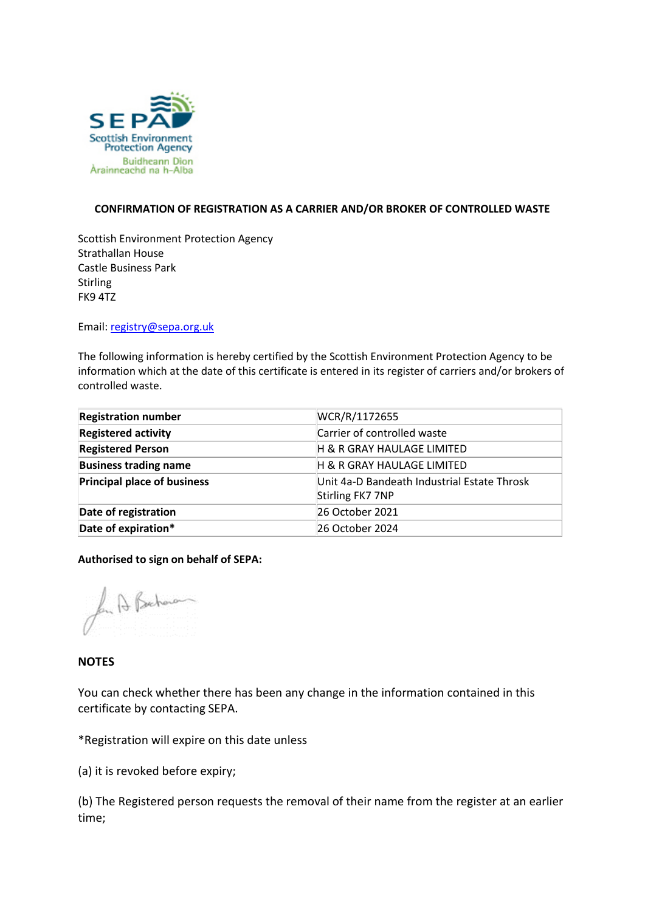**CONFIRMATION OF REGISTRATION AS A CARRIER AND/OR BROKER OF CONTROLLED WASTE**

Scottish Environment Protection Agency
Strathallan House
Castle Business Park
Stirling
FK9 4TZ

Email: registry@sepa.org.uk

The following information is hereby certified by the Scottish Environment Protection Agency to be information which at the date of this certificate is entered in its register of carriers and/or brokers of controlled waste.

| | |
|---|---|
| **Registration number** | WCR/R/1172655 |
| **Registered activity** | Carrier of controlled waste |
| **Registered Person** | H & R GRAY HAULAGE LIMITED |
| **Business trading name** | H & R GRAY HAULAGE LIMITED |
| **Principal place of business** | Unit 4a-D Bandeath Industrial Estate Throsk Stirling FK7 7NP |
| **Date of registration** | 26 October 2021 |
| **Date of expiration*** | 26 October 2024 |

**Authorised to sign on behalf of SEPA:**

**NOTES**

You can check whether there has been any change in the information contained in this certificate by contacting SEPA.

*Registration will expire on this date unless

(a) it is revoked before expiry;

(b) The Registered person requests the removal of their name from the register at an earlier time;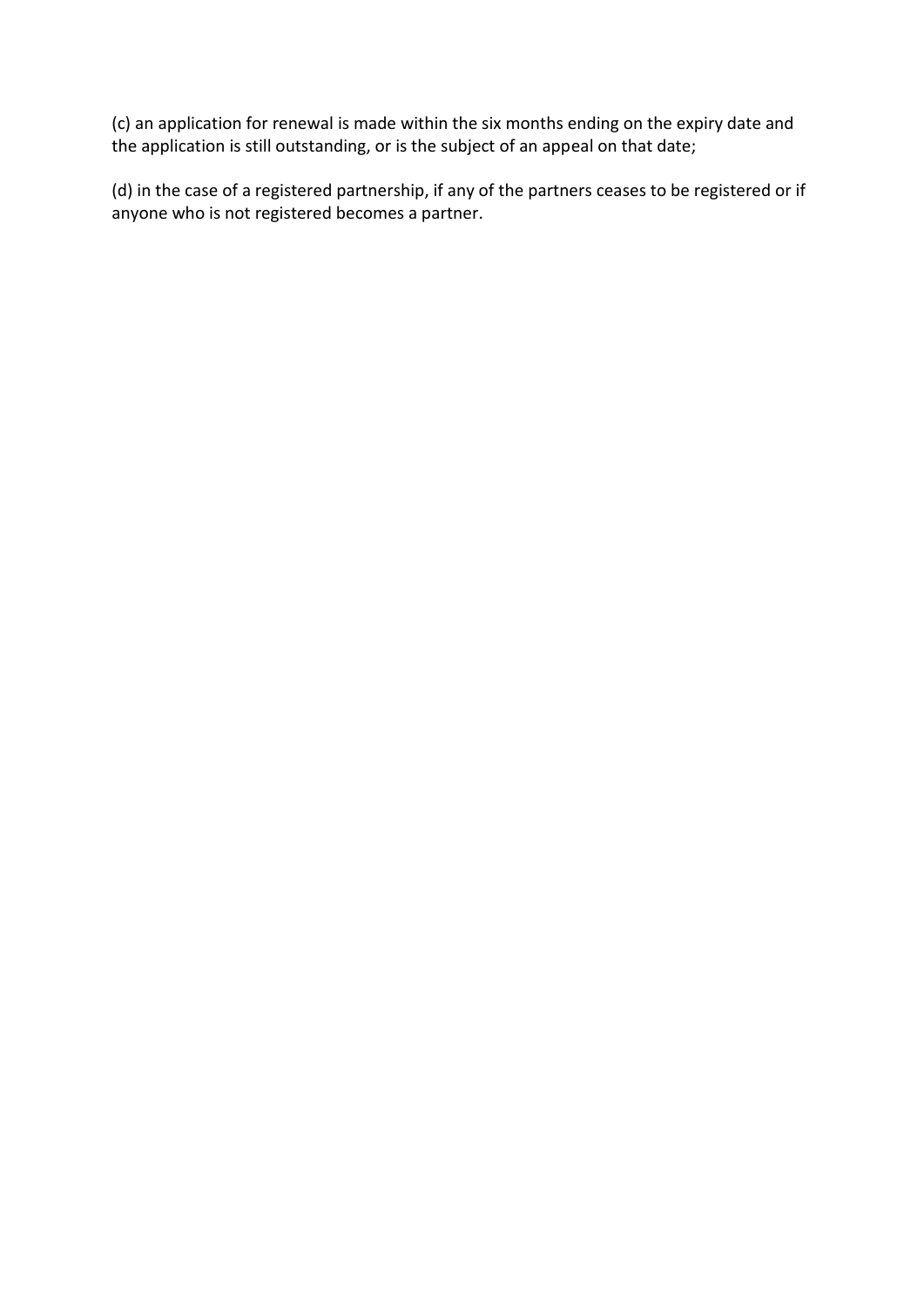(c) an application for renewal is made within the six months ending on the expiry date and the application is still outstanding, or is the subject of an appeal on that date;

(d) in the case of a registered partnership, if any of the partners ceases to be registered or if anyone who is not registered becomes a partner.